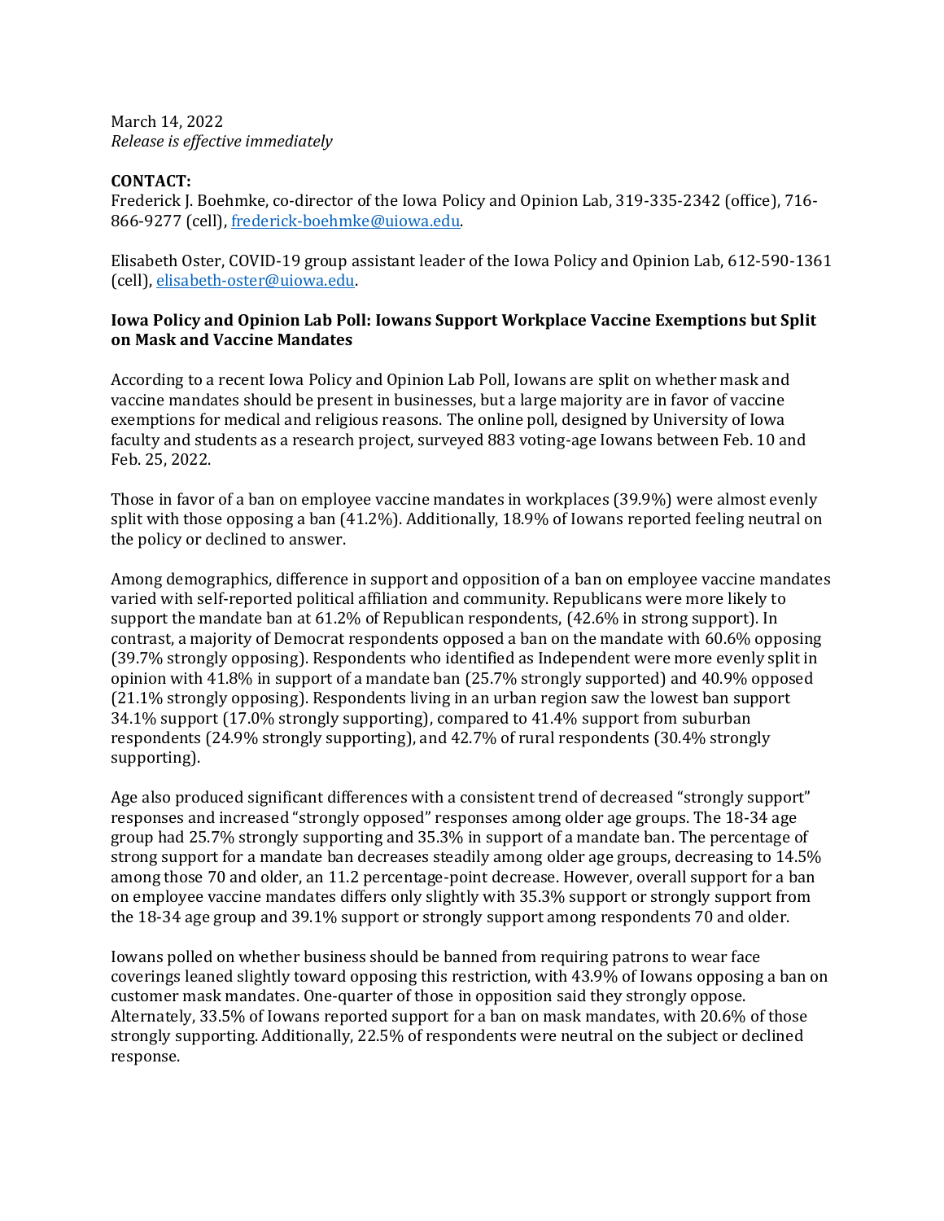March 14, 2022
*Release is effective immediately*

**CONTACT:**
Frederick J. Boehmke, co-director of the Iowa Policy and Opinion Lab, 319-335-2342 (office), 716-866-9277 (cell), frederick-boehmke@uiowa.edu.

Elisabeth Oster, COVID-19 group assistant leader of the Iowa Policy and Opinion Lab, 612-590-1361 (cell), elisabeth-oster@uiowa.edu.

**Iowa Policy and Opinion Lab Poll: Iowans Support Workplace Vaccine Exemptions but Split on Mask and Vaccine Mandates**

According to a recent Iowa Policy and Opinion Lab Poll, Iowans are split on whether mask and vaccine mandates should be present in businesses, but a large majority are in favor of vaccine exemptions for medical and religious reasons. The online poll, designed by University of Iowa faculty and students as a research project, surveyed 883 voting-age Iowans between Feb. 10 and Feb. 25, 2022.

Those in favor of a ban on employee vaccine mandates in workplaces (39.9%) were almost evenly split with those opposing a ban (41.2%). Additionally, 18.9% of Iowans reported feeling neutral on the policy or declined to answer.

Among demographics, difference in support and opposition of a ban on employee vaccine mandates varied with self-reported political affiliation and community. Republicans were more likely to support the mandate ban at 61.2% of Republican respondents, (42.6% in strong support). In contrast, a majority of Democrat respondents opposed a ban on the mandate with 60.6% opposing (39.7% strongly opposing). Respondents who identified as Independent were more evenly split in opinion with 41.8% in support of a mandate ban (25.7% strongly supported) and 40.9% opposed (21.1% strongly opposing). Respondents living in an urban region saw the lowest ban support 34.1% support (17.0% strongly supporting), compared to 41.4% support from suburban respondents (24.9% strongly supporting), and 42.7% of rural respondents (30.4% strongly supporting).

Age also produced significant differences with a consistent trend of decreased "strongly support" responses and increased "strongly opposed" responses among older age groups. The 18-34 age group had 25.7% strongly supporting and 35.3% in support of a mandate ban. The percentage of strong support for a mandate ban decreases steadily among older age groups, decreasing to 14.5% among those 70 and older, an 11.2 percentage-point decrease. However, overall support for a ban on employee vaccine mandates differs only slightly with 35.3% support or strongly support from the 18-34 age group and 39.1% support or strongly support among respondents 70 and older.

Iowans polled on whether business should be banned from requiring patrons to wear face coverings leaned slightly toward opposing this restriction, with 43.9% of Iowans opposing a ban on customer mask mandates. One-quarter of those in opposition said they strongly oppose. Alternately, 33.5% of Iowans reported support for a ban on mask mandates, with 20.6% of those strongly supporting. Additionally, 22.5% of respondents were neutral on the subject or declined response.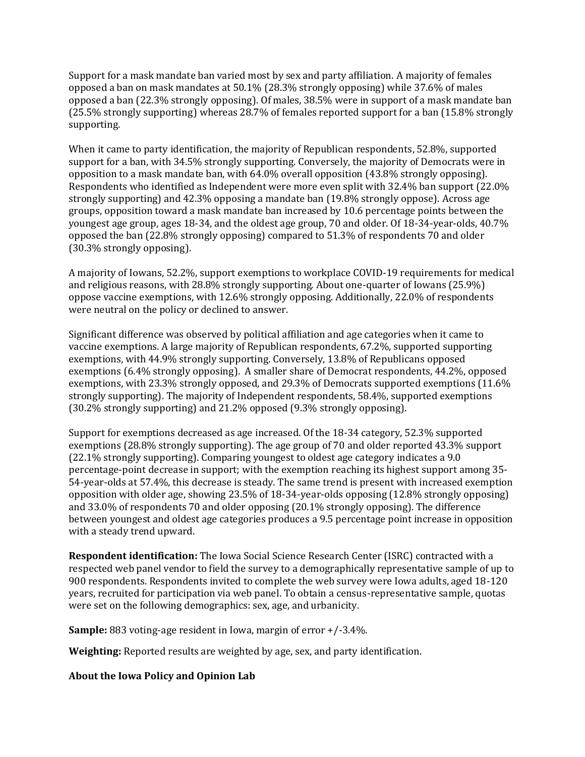Support for a mask mandate ban varied most by sex and party affiliation. A majority of females opposed a ban on mask mandates at 50.1% (28.3% strongly opposing) while 37.6% of males opposed a ban (22.3% strongly opposing). Of males, 38.5% were in support of a mask mandate ban (25.5% strongly supporting) whereas 28.7% of females reported support for a ban (15.8% strongly supporting.

When it came to party identification, the majority of Republican respondents, 52.8%, supported support for a ban, with 34.5% strongly supporting. Conversely, the majority of Democrats were in opposition to a mask mandate ban, with 64.0% overall opposition (43.8% strongly opposing). Respondents who identified as Independent were more even split with 32.4% ban support (22.0% strongly supporting) and 42.3% opposing a mandate ban (19.8% strongly oppose). Across age groups, opposition toward a mask mandate ban increased by 10.6 percentage points between the youngest age group, ages 18-34, and the oldest age group, 70 and older. Of 18-34-year-olds, 40.7% opposed the ban (22.8% strongly opposing) compared to 51.3% of respondents 70 and older (30.3% strongly opposing).

A majority of Iowans, 52.2%, support exemptions to workplace COVID-19 requirements for medical and religious reasons, with 28.8% strongly supporting. About one-quarter of Iowans (25.9%) oppose vaccine exemptions, with 12.6% strongly opposing. Additionally, 22.0% of respondents were neutral on the policy or declined to answer.

Significant difference was observed by political affiliation and age categories when it came to vaccine exemptions. A large majority of Republican respondents, 67.2%, supported supporting exemptions, with 44.9% strongly supporting. Conversely, 13.8% of Republicans opposed exemptions (6.4% strongly opposing). A smaller share of Democrat respondents, 44.2%, opposed exemptions, with 23.3% strongly opposed, and 29.3% of Democrats supported exemptions (11.6% strongly supporting). The majority of Independent respondents, 58.4%, supported exemptions (30.2% strongly supporting) and 21.2% opposed (9.3% strongly opposing).

Support for exemptions decreased as age increased. Of the 18-34 category, 52.3% supported exemptions (28.8% strongly supporting). The age group of 70 and older reported 43.3% support (22.1% strongly supporting). Comparing youngest to oldest age category indicates a 9.0 percentage-point decrease in support; with the exemption reaching its highest support among 35-54-year-olds at 57.4%, this decrease is steady. The same trend is present with increased exemption opposition with older age, showing 23.5% of 18-34-year-olds opposing (12.8% strongly opposing) and 33.0% of respondents 70 and older opposing (20.1% strongly opposing). The difference between youngest and oldest age categories produces a 9.5 percentage point increase in opposition with a steady trend upward.

**Respondent identification:** The Iowa Social Science Research Center (ISRC) contracted with a respected web panel vendor to field the survey to a demographically representative sample of up to 900 respondents. Respondents invited to complete the web survey were Iowa adults, aged 18-120 years, recruited for participation via web panel. To obtain a census-representative sample, quotas were set on the following demographics: sex, age, and urbanicity.

**Sample:** 883 voting-age resident in Iowa, margin of error +/-3.4%.

**Weighting:** Reported results are weighted by age, sex, and party identification.

**About the Iowa Policy and Opinion Lab**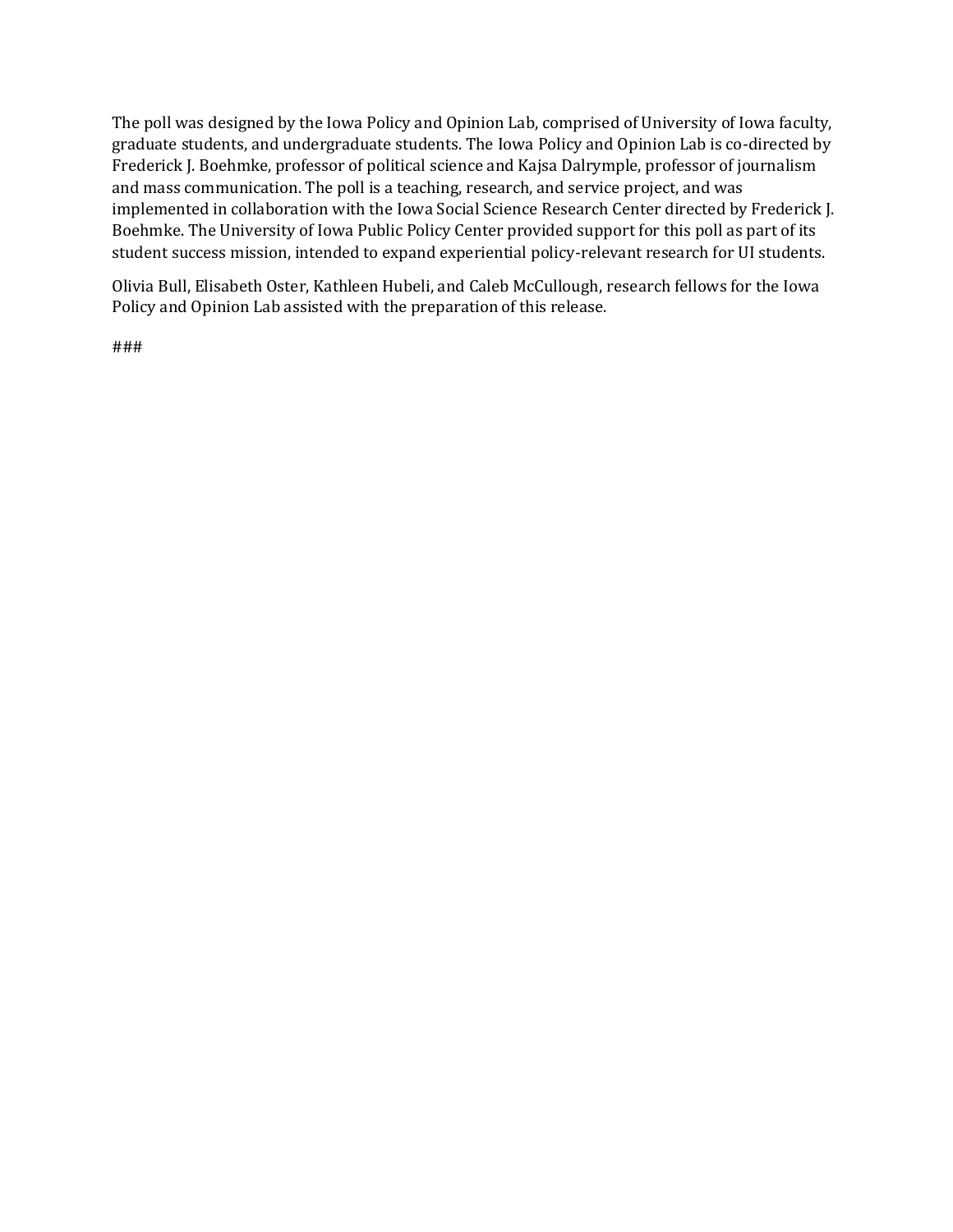The poll was designed by the Iowa Policy and Opinion Lab, comprised of University of Iowa faculty, graduate students, and undergraduate students. The Iowa Policy and Opinion Lab is co-directed by Frederick J. Boehmke, professor of political science and Kajsa Dalrymple, professor of journalism and mass communication. The poll is a teaching, research, and service project, and was implemented in collaboration with the Iowa Social Science Research Center directed by Frederick J. Boehmke. The University of Iowa Public Policy Center provided support for this poll as part of its student success mission, intended to expand experiential policy-relevant research for UI students.

Olivia Bull, Elisabeth Oster, Kathleen Hubeli, and Caleb McCullough, research fellows for the Iowa Policy and Opinion Lab assisted with the preparation of this release.

###